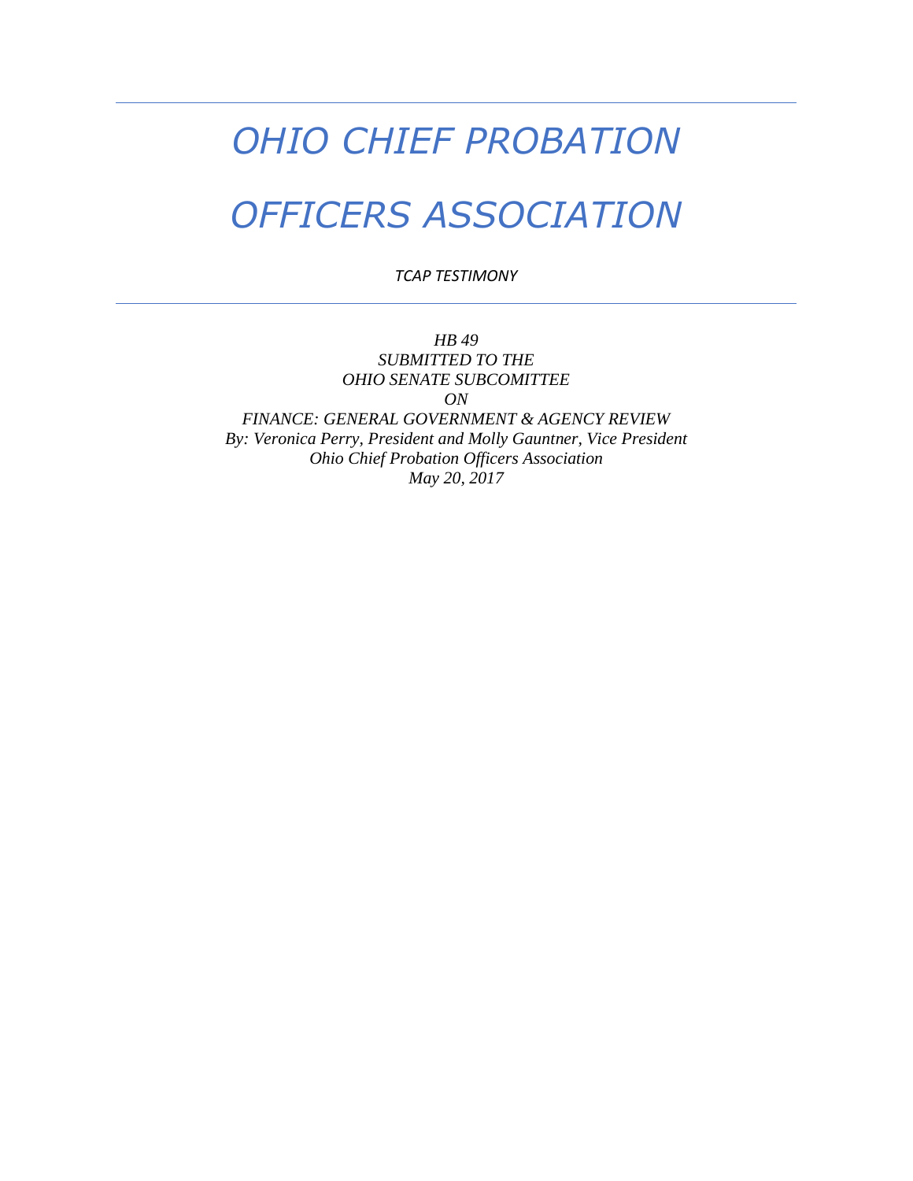# *OHIO CHIEF PROBATION OFFICERS ASSOCIATION*

*TCAP TESTIMONY*

---

*HB 49*
*SUBMITTED TO THE*
*OHIO SENATE SUBCOMITTEE*
*ON*
*FINANCE: GENERAL GOVERNMENT & AGENCY REVIEW*
*By: Veronica Perry, President and Molly Gauntner, Vice President*
*Ohio Chief Probation Officers Association*
*May 20, 2017*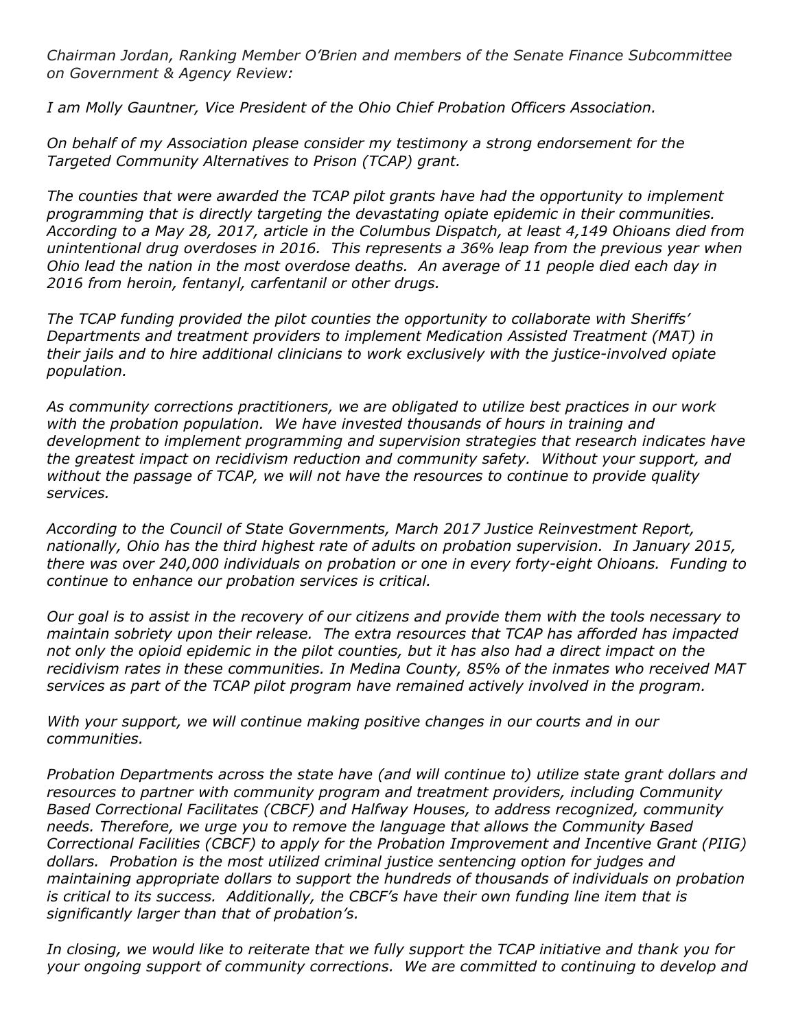*Chairman Jordan, Ranking Member O'Brien and members of the Senate Finance Subcommittee on Government & Agency Review:*

*I am Molly Gauntner, Vice President of the Ohio Chief Probation Officers Association.*

*On behalf of my Association please consider my testimony a strong endorsement for the Targeted Community Alternatives to Prison (TCAP) grant.*

*The counties that were awarded the TCAP pilot grants have had the opportunity to implement programming that is directly targeting the devastating opiate epidemic in their communities. According to a May 28, 2017, article in the Columbus Dispatch, at least 4,149 Ohioans died from unintentional drug overdoses in 2016. This represents a 36% leap from the previous year when Ohio lead the nation in the most overdose deaths. An average of 11 people died each day in 2016 from heroin, fentanyl, carfentanil or other drugs.*

*The TCAP funding provided the pilot counties the opportunity to collaborate with Sheriffs' Departments and treatment providers to implement Medication Assisted Treatment (MAT) in their jails and to hire additional clinicians to work exclusively with the justice-involved opiate population.*

*As community corrections practitioners, we are obligated to utilize best practices in our work with the probation population. We have invested thousands of hours in training and development to implement programming and supervision strategies that research indicates have the greatest impact on recidivism reduction and community safety. Without your support, and without the passage of TCAP, we will not have the resources to continue to provide quality services.*

*According to the Council of State Governments, March 2017 Justice Reinvestment Report, nationally, Ohio has the third highest rate of adults on probation supervision. In January 2015, there was over 240,000 individuals on probation or one in every forty-eight Ohioans. Funding to continue to enhance our probation services is critical.*

*Our goal is to assist in the recovery of our citizens and provide them with the tools necessary to maintain sobriety upon their release. The extra resources that TCAP has afforded has impacted not only the opioid epidemic in the pilot counties, but it has also had a direct impact on the recidivism rates in these communities. In Medina County, 85% of the inmates who received MAT services as part of the TCAP pilot program have remained actively involved in the program.*

*With your support, we will continue making positive changes in our courts and in our communities.*

*Probation Departments across the state have (and will continue to) utilize state grant dollars and resources to partner with community program and treatment providers, including Community Based Correctional Facilitates (CBCF) and Halfway Houses, to address recognized, community needs. Therefore, we urge you to remove the language that allows the Community Based Correctional Facilities (CBCF) to apply for the Probation Improvement and Incentive Grant (PIIG) dollars. Probation is the most utilized criminal justice sentencing option for judges and maintaining appropriate dollars to support the hundreds of thousands of individuals on probation is critical to its success. Additionally, the CBCF's have their own funding line item that is significantly larger than that of probation's.*

*In closing, we would like to reiterate that we fully support the TCAP initiative and thank you for your ongoing support of community corrections. We are committed to continuing to develop and*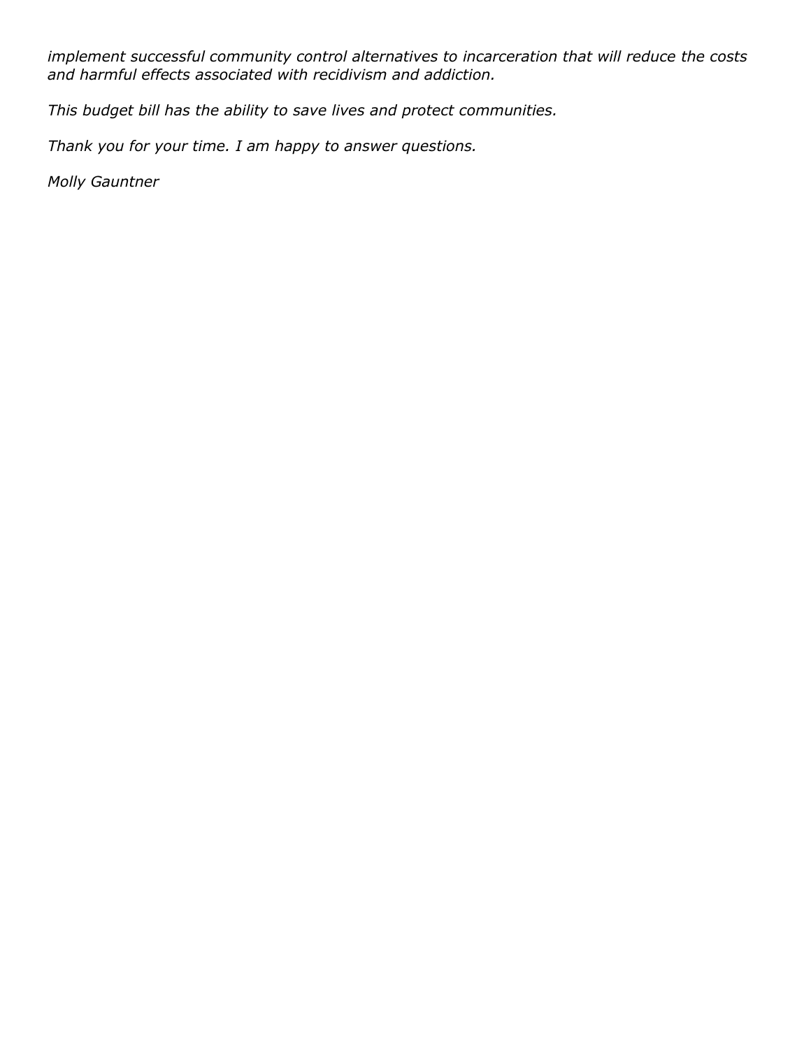*implement successful community control alternatives to incarceration that will reduce the costs and harmful effects associated with recidivism and addiction.*

*This budget bill has the ability to save lives and protect communities.*

*Thank you for your time. I am happy to answer questions.*

*Molly Gauntner*